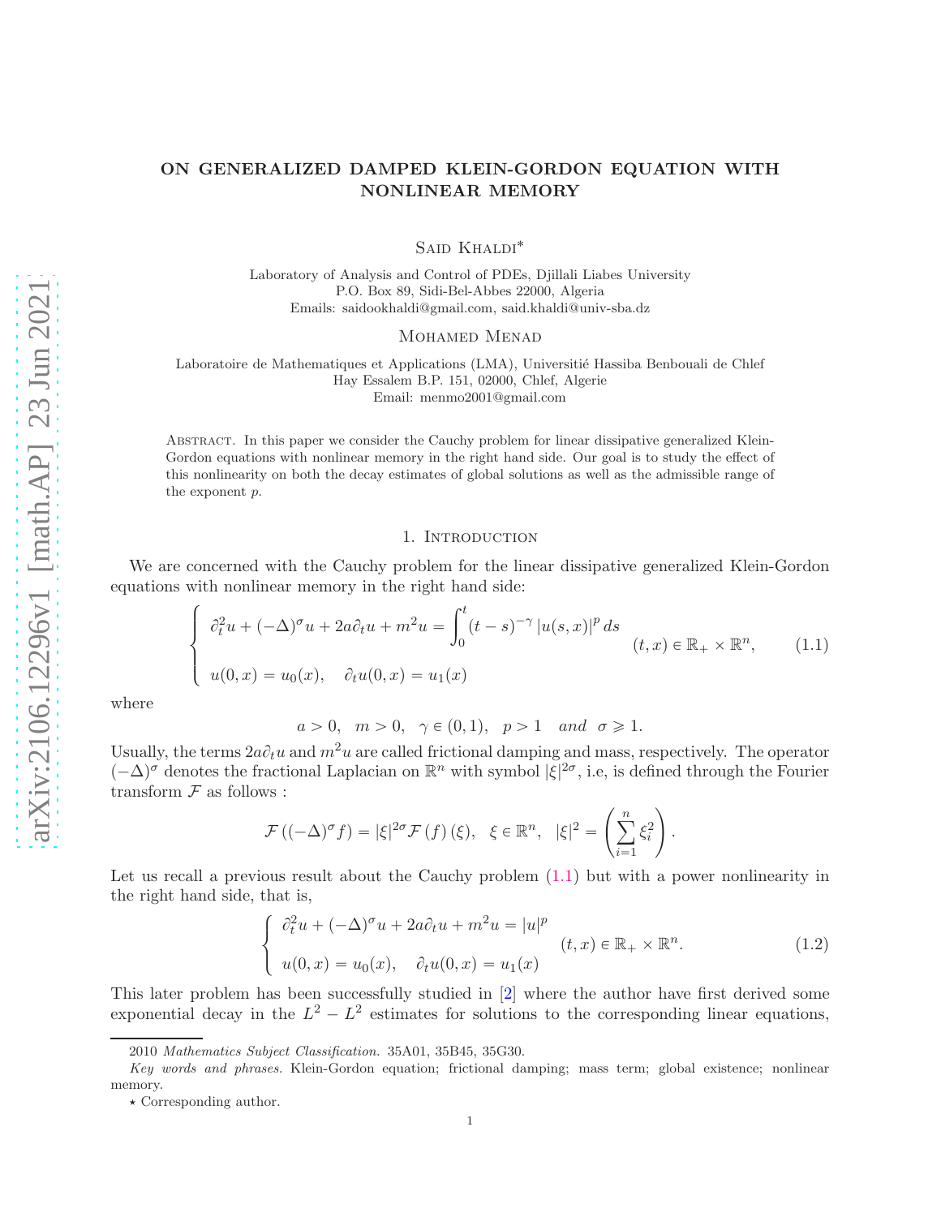# ON GENERALIZED DAMPED KLEIN-GORDON EQUATION WITH NONLINEAR MEMORY

Said Khaldi*

Laboratory of Analysis and Control of PDEs, Djillali Liabes University
P.O. Box 89, Sidi-Bel-Abbes 22000, Algeria
Emails: saidookhaldi@gmail.com, said.khaldi@univ-sba.dz

Mohamed Menad

Laboratoire de Mathematiques et Applications (LMA), Universitié Hassiba Benbouali de Chlef
Hay Essalem B.P. 151, 02000, Chlef, Algerie
Email: menmo2001@gmail.com

Abstract. In this paper we consider the Cauchy problem for linear dissipative generalized Klein-Gordon equations with nonlinear memory in the right hand side. Our goal is to study the effect of this nonlinearity on both the decay estimates of global solutions as well as the admissible range of the exponent $p$.

## 1. Introduction

We are concerned with the Cauchy problem for the linear dissipative generalized Klein-Gordon equations with nonlinear memory in the right hand side:

$$\begin{cases} \partial_t^2 u + (-\Delta)^\sigma u + 2a\partial_t u + m^2 u = \displaystyle\int_0^t (t-s)^{-\gamma} |u(s,x)|^p \, ds \\ u(0,x) = u_0(x), \quad \partial_t u(0,x) = u_1(x) \end{cases} \quad (t,x) \in \mathbb{R}_+ \times \mathbb{R}^n, \tag{1.1}$$

where

$$a > 0, \quad m > 0, \quad \gamma \in (0,1), \quad p > 1 \quad and \quad \sigma \geqslant 1.$$

Usually, the terms $2a\partial_t u$ and $m^2 u$ are called frictional damping and mass, respectively. The operator $(-\Delta)^\sigma$ denotes the fractional Laplacian on $\mathbb{R}^n$ with symbol $|\xi|^{2\sigma}$, i.e, is defined through the Fourier transform $\mathcal{F}$ as follows :

$$\mathcal{F}\left((-\Delta)^\sigma f\right) = |\xi|^{2\sigma} \mathcal{F}(f)(\xi), \quad \xi \in \mathbb{R}^n, \quad |\xi|^2 = \left(\sum_{i=1}^n \xi_i^2\right).$$

Let us recall a previous result about the Cauchy problem (1.1) but with a power nonlinearity in the right hand side, that is,

$$\begin{cases} \partial_t^2 u + (-\Delta)^\sigma u + 2a\partial_t u + m^2 u = |u|^p \\ u(0,x) = u_0(x), \quad \partial_t u(0,x) = u_1(x) \end{cases} \quad (t,x) \in \mathbb{R}_+ \times \mathbb{R}^n. \tag{1.2}$$

This later problem has been successfully studied in [2] where the author have first derived some exponential decay in the $L^2 - L^2$ estimates for solutions to the corresponding linear equations,

---

2010 *Mathematics Subject Classification.* 35A01, 35B45, 35G30.

*Key words and phrases.* Klein-Gordon equation; frictional damping; mass term; global existence; nonlinear memory.

⋆ Corresponding author.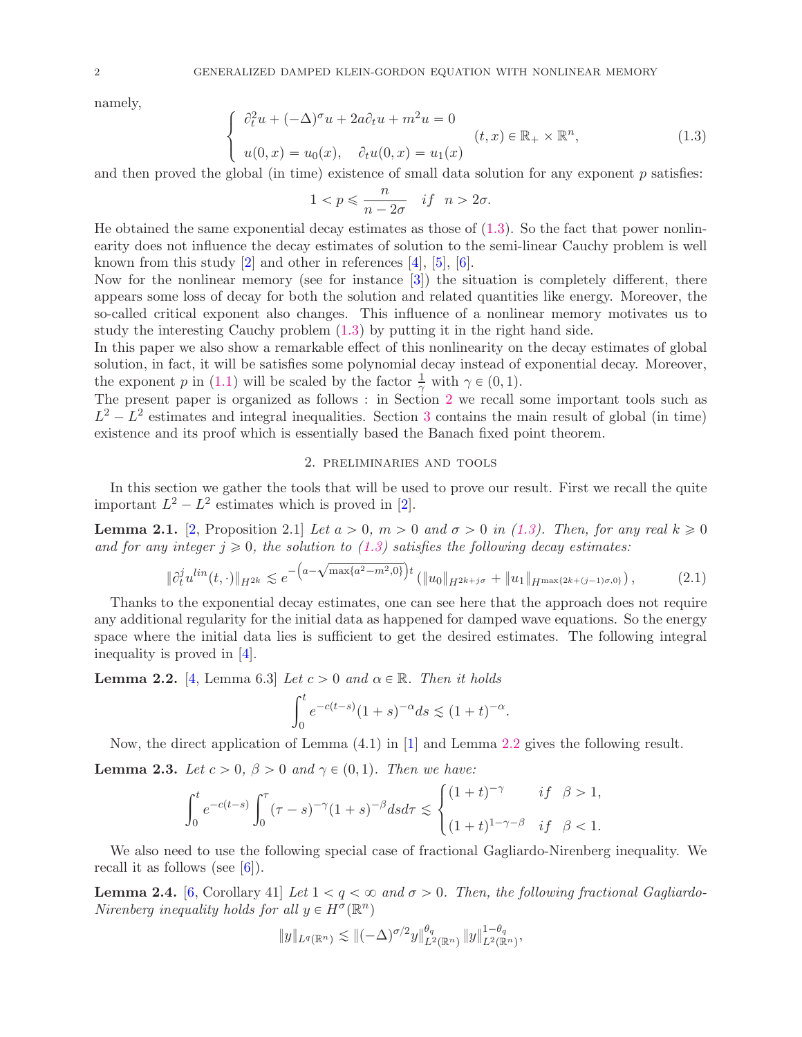namely,

$$
\begin{cases} \partial_t^2 u + (-\Delta)^\sigma u + 2a\partial_t u + m^2 u = 0 \\ u(0,x) = u_0(x), \quad \partial_t u(0,x) = u_1(x) \end{cases} \quad (t,x) \in \mathbb{R}_+ \times \mathbb{R}^n, \tag{1.3}
$$

and then proved the global (in time) existence of small data solution for any exponent $p$ satisfies:

$$
1 < p \leqslant \frac{n}{n-2\sigma} \quad if \quad n > 2\sigma.
$$

He obtained the same exponential decay estimates as those of (1.3). So the fact that power nonlinearity does not influence the decay estimates of solution to the semi-linear Cauchy problem is well known from this study [2] and other in references [4], [5], [6].
Now for the nonlinear memory (see for instance [3]) the situation is completely different, there appears some loss of decay for both the solution and related quantities like energy. Moreover, the so-called critical exponent also changes. This influence of a nonlinear memory motivates us to study the interesting Cauchy problem (1.3) by putting it in the right hand side.
In this paper we also show a remarkable effect of this nonlinearity on the decay estimates of global solution, in fact, it will be satisfies some polynomial decay instead of exponential decay. Moreover, the exponent $p$ in (1.1) will be scaled by the factor $\frac{1}{\gamma}$ with $\gamma \in (0,1)$.
The present paper is organized as follows : in Section 2 we recall some important tools such as $L^2 - L^2$ estimates and integral inequalities. Section 3 contains the main result of global (in time) existence and its proof which is essentially based the Banach fixed point theorem.

## 2. Preliminaries and tools

In this section we gather the tools that will be used to prove our result. First we recall the quite important $L^2 - L^2$ estimates which is proved in [2].

**Lemma 2.1.** [2, Proposition 2.1] *Let $a > 0$, $m > 0$ and $\sigma > 0$ in (1.3). Then, for any real $k \geqslant 0$ and for any integer $j \geqslant 0$, the solution to (1.3) satisfies the following decay estimates:*

$$
\|\partial_t^j u^{lin}(t,\cdot)\|_{H^{2k}} \lesssim e^{-\left(a - \sqrt{\max\{a^2 - m^2, 0\}}\right)t} \left(\|u_0\|_{H^{2k+j\sigma}} + \|u_1\|_{H^{\max\{2k+(j-1)\sigma, 0\}}}\right), \tag{2.1}
$$

Thanks to the exponential decay estimates, one can see here that the approach does not require any additional regularity for the initial data as happened for damped wave equations. So the energy space where the initial data lies is sufficient to get the desired estimates. The following integral inequality is proved in [4].

**Lemma 2.2.** [4, Lemma 6.3] *Let $c > 0$ and $\alpha \in \mathbb{R}$. Then it holds*

$$
\int_0^t e^{-c(t-s)}(1+s)^{-\alpha} ds \lesssim (1+t)^{-\alpha}.
$$

Now, the direct application of Lemma (4.1) in [1] and Lemma 2.2 gives the following result.

**Lemma 2.3.** *Let $c > 0$, $\beta > 0$ and $\gamma \in (0,1)$. Then we have:*

$$
\int_0^t e^{-c(t-s)} \int_0^\tau (\tau - s)^{-\gamma}(1+s)^{-\beta} ds d\tau \lesssim \begin{cases} (1+t)^{-\gamma} & if \quad \beta > 1, \\ (1+t)^{1-\gamma-\beta} & if \quad \beta < 1. \end{cases}
$$

We also need to use the following special case of fractional Gagliardo-Nirenberg inequality. We recall it as follows (see [6]).

**Lemma 2.4.** [6, Corollary 41] *Let $1 < q < \infty$ and $\sigma > 0$. Then, the following fractional Gagliardo-Nirenberg inequality holds for all $y \in H^\sigma(\mathbb{R}^n)$*

$$
\|y\|_{L^q(\mathbb{R}^n)} \lesssim \|(-\Delta)^{\sigma/2} y\|_{L^2(\mathbb{R}^n)}^{\theta_q} \|y\|_{L^2(\mathbb{R}^n)}^{1-\theta_q},
$$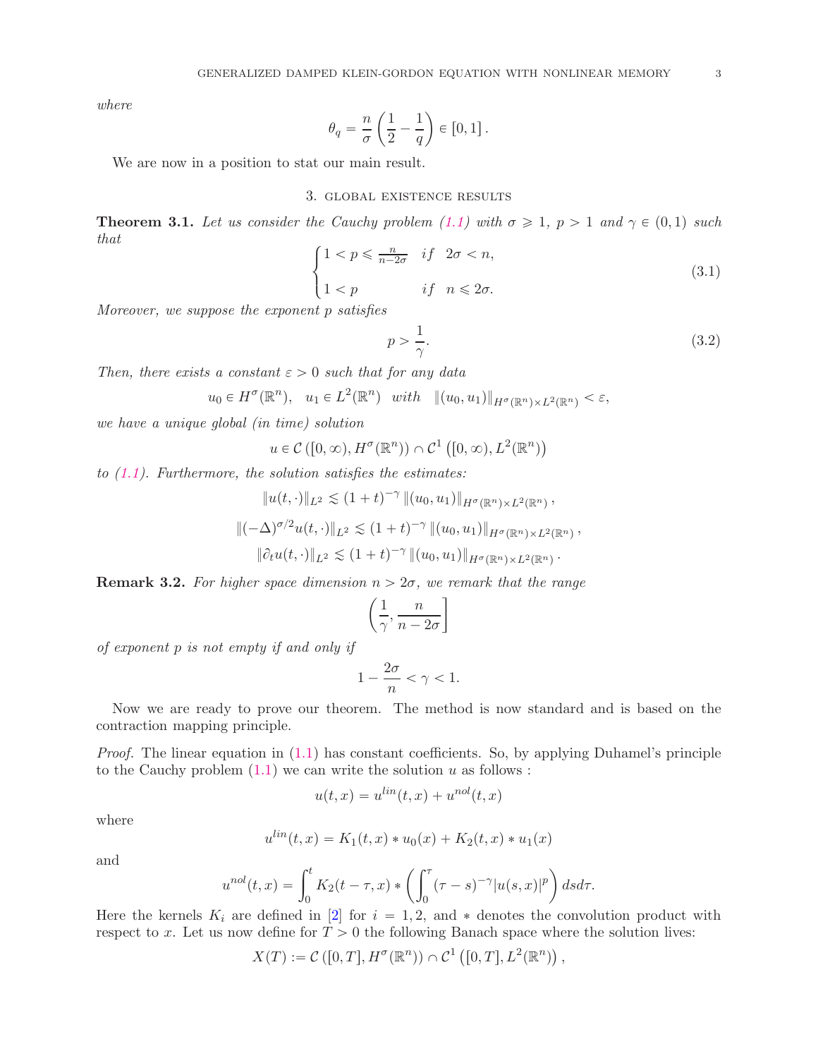where

$$\theta_q = \frac{n}{\sigma}\left(\frac{1}{2} - \frac{1}{q}\right) \in [0, 1].$$

We are now in a position to stat our main result.

## 3. Global existence results

**Theorem 3.1.** *Let us consider the Cauchy problem (1.1) with $\sigma \geqslant 1$, $p > 1$ and $\gamma \in (0, 1)$ such that*

$$\begin{cases} 1 < p \leqslant \frac{n}{n-2\sigma} & if \quad 2\sigma < n, \\ \\ 1 < p & if \quad n \leqslant 2\sigma. \end{cases} \tag{3.1}$$

*Moreover, we suppose the exponent $p$ satisfies*

$$p > \frac{1}{\gamma}. \tag{3.2}$$

*Then, there exists a constant $\varepsilon > 0$ such that for any data*

$$u_0 \in H^\sigma(\mathbb{R}^n), \quad u_1 \in L^2(\mathbb{R}^n) \quad with \quad \|(u_0, u_1)\|_{H^\sigma(\mathbb{R}^n)\times L^2(\mathbb{R}^n)} < \varepsilon,$$

*we have a unique global (in time) solution*

$$u \in \mathcal{C}\left([0, \infty), H^\sigma(\mathbb{R}^n)\right) \cap \mathcal{C}^1\left([0, \infty), L^2(\mathbb{R}^n)\right)$$

*to (1.1). Furthermore, the solution satisfies the estimates:*

$$\|u(t, \cdot)\|_{L^2} \lesssim (1+t)^{-\gamma} \|(u_0, u_1)\|_{H^\sigma(\mathbb{R}^n)\times L^2(\mathbb{R}^n)},$$

$$\|(-\Delta)^{\sigma/2} u(t, \cdot)\|_{L^2} \lesssim (1+t)^{-\gamma} \|(u_0, u_1)\|_{H^\sigma(\mathbb{R}^n)\times L^2(\mathbb{R}^n)},$$

$$\|\partial_t u(t, \cdot)\|_{L^2} \lesssim (1+t)^{-\gamma} \|(u_0, u_1)\|_{H^\sigma(\mathbb{R}^n)\times L^2(\mathbb{R}^n)}.$$

**Remark 3.2.** *For higher space dimension $n > 2\sigma$, we remark that the range*

$$\left(\frac{1}{\gamma}, \frac{n}{n-2\sigma}\right]$$

*of exponent $p$ is not empty if and only if*

$$1 - \frac{2\sigma}{n} < \gamma < 1.$$

Now we are ready to prove our theorem. The method is now standard and is based on the contraction mapping principle.

*Proof.* The linear equation in (1.1) has constant coefficients. So, by applying Duhamel's principle to the Cauchy problem (1.1) we can write the solution $u$ as follows :

$$u(t, x) = u^{lin}(t, x) + u^{nol}(t, x)$$

where

$$u^{lin}(t, x) = K_1(t, x) * u_0(x) + K_2(t, x) * u_1(x)$$

and

$$u^{nol}(t, x) = \int_0^t K_2(t-\tau, x) * \left(\int_0^\tau (\tau - s)^{-\gamma} |u(s, x)|^p\right) ds d\tau.$$

Here the kernels $K_i$ are defined in [2] for $i = 1, 2$, and $*$ denotes the convolution product with respect to $x$. Let us now define for $T > 0$ the following Banach space where the solution lives:

$$X(T) := \mathcal{C}\left([0, T], H^\sigma(\mathbb{R}^n)\right) \cap \mathcal{C}^1\left([0, T], L^2(\mathbb{R}^n)\right),$$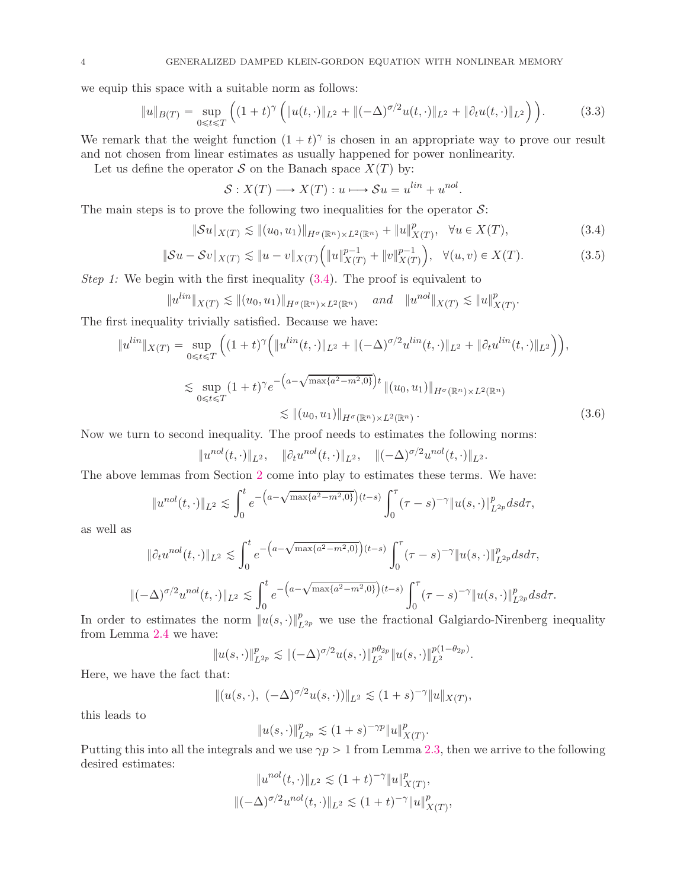we equip this space with a suitable norm as follows:

$$\|u\|_{B(T)} = \sup_{0\leqslant t\leqslant T}\Big((1+t)^{\gamma}\left(\|u(t,\cdot)\|_{L^2} + \|(-\Delta)^{\sigma/2}u(t,\cdot)\|_{L^2} + \|\partial_t u(t,\cdot)\|_{L^2}\right)\Big). \tag{3.3}$$

We remark that the weight function $(1+t)^{\gamma}$ is chosen in an appropriate way to prove our result and not chosen from linear estimates as usually happened for power nonlinearity.

Let us define the operator $\mathcal{S}$ on the Banach space $X(T)$ by:

$$\mathcal{S} : X(T) \longrightarrow X(T) : u \longmapsto \mathcal{S}u = u^{lin} + u^{nol}.$$

The main steps is to prove the following two inequalities for the operator $\mathcal{S}$:

$$\|\mathcal{S}u\|_{X(T)} \lesssim \|(u_0,u_1)\|_{H^{\sigma}(\mathbb{R}^n)\times L^2(\mathbb{R}^n)} + \|u\|^p_{X(T)}, \quad \forall u \in X(T), \tag{3.4}$$

$$\|\mathcal{S}u - \mathcal{S}v\|_{X(T)} \lesssim \|u-v\|_{X(T)}\Big(\|u\|^{p-1}_{X(T)} + \|v\|^{p-1}_{X(T)}\Big), \quad \forall (u,v) \in X(T). \tag{3.5}$$

*Step 1:* We begin with the first inequality (3.4). The proof is equivalent to

$$\|u^{lin}\|_{X(T)} \lesssim \|(u_0,u_1)\|_{H^{\sigma}(\mathbb{R}^n)\times L^2(\mathbb{R}^n)} \quad \textit{and} \quad \|u^{nol}\|_{X(T)} \lesssim \|u\|^p_{X(T)}.$$

The first inequality trivially satisfied. Because we have:

$$\begin{aligned}
\|u^{lin}\|_{X(T)} &= \sup_{0\leqslant t\leqslant T}\Big((1+t)^{\gamma}\Big(\|u^{lin}(t,\cdot)\|_{L^2} + \|(-\Delta)^{\sigma/2}u^{lin}(t,\cdot)\|_{L^2} + \|\partial_t u^{lin}(t,\cdot)\|_{L^2}\Big)\Big),\\
&\lesssim \sup_{0\leqslant t\leqslant T}(1+t)^{\gamma} e^{-\left(a-\sqrt{\max\{a^2-m^2,0\}}\right)t}\,\|(u_0,u_1)\|_{H^{\sigma}(\mathbb{R}^n)\times L^2(\mathbb{R}^n)}\\
&\lesssim \|(u_0,u_1)\|_{H^{\sigma}(\mathbb{R}^n)\times L^2(\mathbb{R}^n)}.
\end{aligned} \tag{3.6}$$

Now we turn to second inequality. The proof needs to estimates the following norms:

$$\|u^{nol}(t,\cdot)\|_{L^2}, \quad \|\partial_t u^{nol}(t,\cdot)\|_{L^2}, \quad \|(-\Delta)^{\sigma/2}u^{nol}(t,\cdot)\|_{L^2}.$$

The above lemmas from Section 2 come into play to estimates these terms. We have:

$$\|u^{nol}(t,\cdot)\|_{L^2} \lesssim \int_0^t e^{-\left(a-\sqrt{\max\{a^2-m^2,0\}}\right)(t-s)}\int_0^{\tau}(\tau-s)^{-\gamma}\|u(s,\cdot)\|^p_{L^{2p}}\,ds\,d\tau,$$

as well as

$$\|\partial_t u^{nol}(t,\cdot)\|_{L^2} \lesssim \int_0^t e^{-\left(a-\sqrt{\max\{a^2-m^2,0\}}\right)(t-s)}\int_0^{\tau}(\tau-s)^{-\gamma}\|u(s,\cdot)\|^p_{L^{2p}}\,ds\,d\tau,$$

$$\|(-\Delta)^{\sigma/2}u^{nol}(t,\cdot)\|_{L^2} \lesssim \int_0^t e^{-\left(a-\sqrt{\max\{a^2-m^2,0\}}\right)(t-s)}\int_0^{\tau}(\tau-s)^{-\gamma}\|u(s,\cdot)\|^p_{L^{2p}}\,ds\,d\tau.$$

In order to estimates the norm $\|u(s,\cdot)\|^p_{L^{2p}}$ we use the fractional Galgiardo-Nirenberg inequality from Lemma 2.4 we have:

$$\|u(s,\cdot)\|^p_{L^{2p}} \lesssim \|(-\Delta)^{\sigma/2}u(s,\cdot)\|^{p\theta_{2p}}_{L^2}\|u(s,\cdot)\|^{p(1-\theta_{2p})}_{L^2}.$$

Here, we have the fact that:

$$\|(u(s,\cdot),\ (-\Delta)^{\sigma/2}u(s,\cdot))\|_{L^2} \lesssim (1+s)^{-\gamma}\|u\|_{X(T)},$$

this leads to

$$\|u(s,\cdot)\|^p_{L^{2p}} \lesssim (1+s)^{-\gamma p}\|u\|^p_{X(T)}.$$

Putting this into all the integrals and we use $\gamma p > 1$ from Lemma 2.3, then we arrive to the following desired estimates:

$$\|u^{nol}(t,\cdot)\|_{L^2} \lesssim (1+t)^{-\gamma}\|u\|^p_{X(T)},$$

$$\|(-\Delta)^{\sigma/2}u^{nol}(t,\cdot)\|_{L^2} \lesssim (1+t)^{-\gamma}\|u\|^p_{X(T)},$$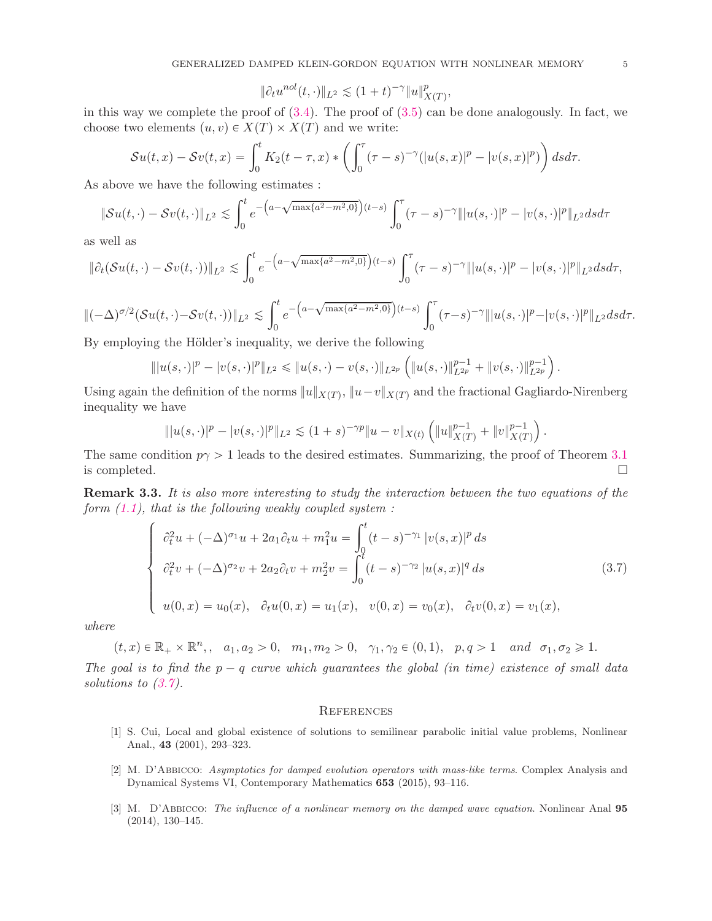$$\|\partial_t u^{nol}(t,\cdot)\|_{L^2} \lesssim (1+t)^{-\gamma} \|u\|^p_{X(T)},$$

in this way we complete the proof of (3.4). The proof of (3.5) can be done analogously. In fact, we choose two elements $(u,v) \in X(T) \times X(T)$ and we write:

$$\mathcal{S}u(t,x) - \mathcal{S}v(t,x) = \int_0^t K_2(t-\tau,x) * \left( \int_0^\tau (\tau-s)^{-\gamma} (|u(s,x)|^p - |v(s,x)|^p) \right) ds d\tau.$$

As above we have the following estimates :

$$\|\mathcal{S}u(t,\cdot) - \mathcal{S}v(t,\cdot)\|_{L^2} \lesssim \int_0^t e^{-\left(a - \sqrt{\max\{a^2-m^2,0\}}\right)(t-s)} \int_0^\tau (\tau-s)^{-\gamma} \||u(s,\cdot)|^p - |v(s,\cdot)|^p\|_{L^2} ds d\tau$$

as well as

$$\|\partial_t(\mathcal{S}u(t,\cdot) - \mathcal{S}v(t,\cdot))\|_{L^2} \lesssim \int_0^t e^{-\left(a - \sqrt{\max\{a^2-m^2,0\}}\right)(t-s)} \int_0^\tau (\tau-s)^{-\gamma} \||u(s,\cdot)|^p - |v(s,\cdot)|^p\|_{L^2} ds d\tau,$$

$$\|(-\Delta)^{\sigma/2}(\mathcal{S}u(t,\cdot) - \mathcal{S}v(t,\cdot))\|_{L^2} \lesssim \int_0^t e^{-\left(a - \sqrt{\max\{a^2-m^2,0\}}\right)(t-s)} \int_0^\tau (\tau-s)^{-\gamma} \||u(s,\cdot)|^p - |v(s,\cdot)|^p\|_{L^2} ds d\tau.$$

By employing the Hölder's inequality, we derive the following

$$\||u(s,\cdot)|^p - |v(s,\cdot)|^p\|_{L^2} \leqslant \|u(s,\cdot) - v(s,\cdot)\|_{L^{2p}} \left( \|u(s,\cdot)\|^{p-1}_{L^{2p}} + \|v(s,\cdot)\|^{p-1}_{L^{2p}} \right).$$

Using again the definition of the norms $\|u\|_{X(T)}$, $\|u-v\|_{X(T)}$ and the fractional Gagliardo-Nirenberg inequality we have

$$\||u(s,\cdot)|^p - |v(s,\cdot)|^p\|_{L^2} \lesssim (1+s)^{-\gamma p} \|u-v\|_{X(t)} \left( \|u\|^{p-1}_{X(T)} + \|v\|^{p-1}_{X(T)} \right).$$

The same condition $p\gamma > 1$ leads to the desired estimates. Summarizing, the proof of Theorem 3.1 is completed. $\square$

**Remark 3.3.** *It is also more interesting to study the interaction between the two equations of the form (1.1), that is the following weakly coupled system :*

$$\begin{cases} \partial_t^2 u + (-\Delta)^{\sigma_1} u + 2a_1 \partial_t u + m_1^2 u = \displaystyle\int_0^t (t-s)^{-\gamma_1} |v(s,x)|^p \, ds \\ \partial_t^2 v + (-\Delta)^{\sigma_2} v + 2a_2 \partial_t v + m_2^2 v = \displaystyle\int_0^t (t-s)^{-\gamma_2} |u(s,x)|^q \, ds \\ u(0,x) = u_0(x), \quad \partial_t u(0,x) = u_1(x), \quad v(0,x) = v_0(x), \quad \partial_t v(0,x) = v_1(x), \end{cases} \tag{3.7}$$

*where*

$$(t,x) \in \mathbb{R}_+ \times \mathbb{R}^n,, \quad a_1, a_2 > 0, \quad m_1, m_2 > 0, \quad \gamma_1, \gamma_2 \in (0,1), \quad p, q > 1 \quad \textit{and} \quad \sigma_1, \sigma_2 \geqslant 1.$$

*The goal is to find the $p-q$ curve which guarantees the global (in time) existence of small data solutions to (3.7).*

## References

[1] S. Cui, Local and global existence of solutions to semilinear parabolic initial value problems, Nonlinear Anal., **43** (2001), 293–323.

[2] M. D'Abbicco: *Asymptotics for damped evolution operators with mass-like terms*. Complex Analysis and Dynamical Systems VI, Contemporary Mathematics **653** (2015), 93–116.

[3] M. D'Abbicco: *The influence of a nonlinear memory on the damped wave equation*. Nonlinear Anal **95** (2014), 130–145.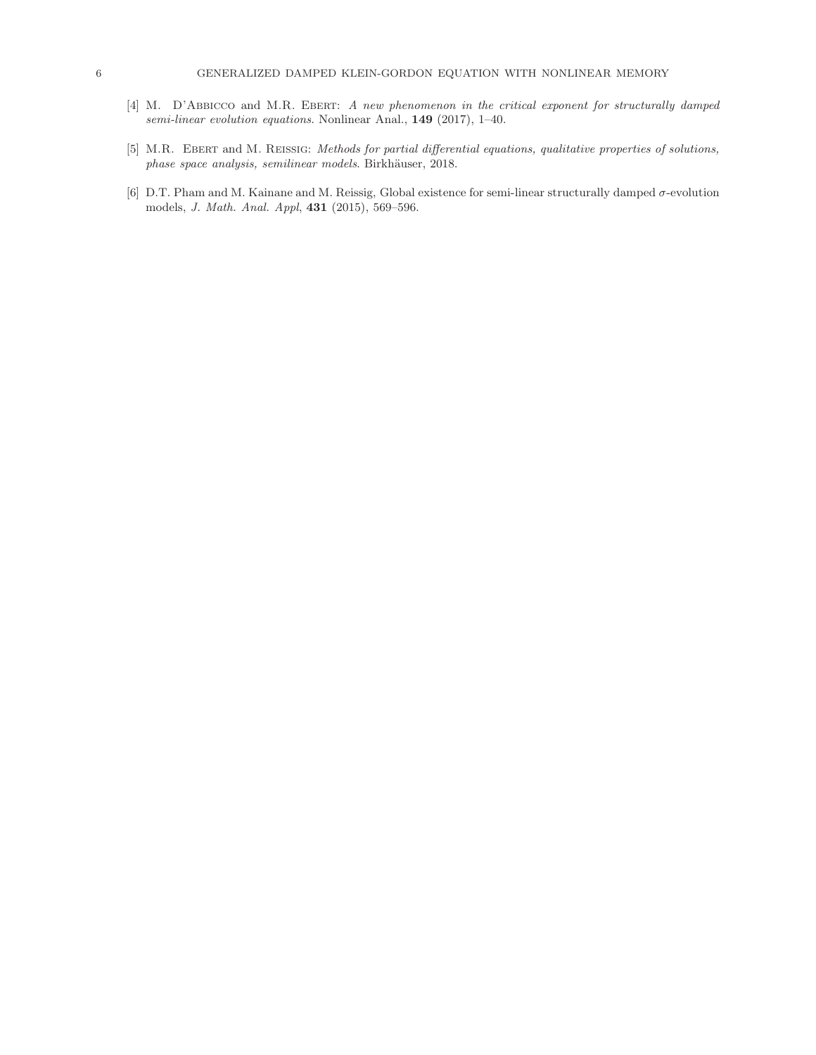[4] M. D'Abbicco and M.R. Ebert: *A new phenomenon in the critical exponent for structurally damped semi-linear evolution equations*. Nonlinear Anal., **149** (2017), 1–40.

[5] M.R. Ebert and M. Reissig: *Methods for partial differential equations, qualitative properties of solutions, phase space analysis, semilinear models*. Birkhäuser, 2018.

[6] D.T. Pham and M. Kainane and M. Reissig, Global existence for semi-linear structurally damped $\sigma$-evolution models, *J. Math. Anal. Appl*, **431** (2015), 569–596.